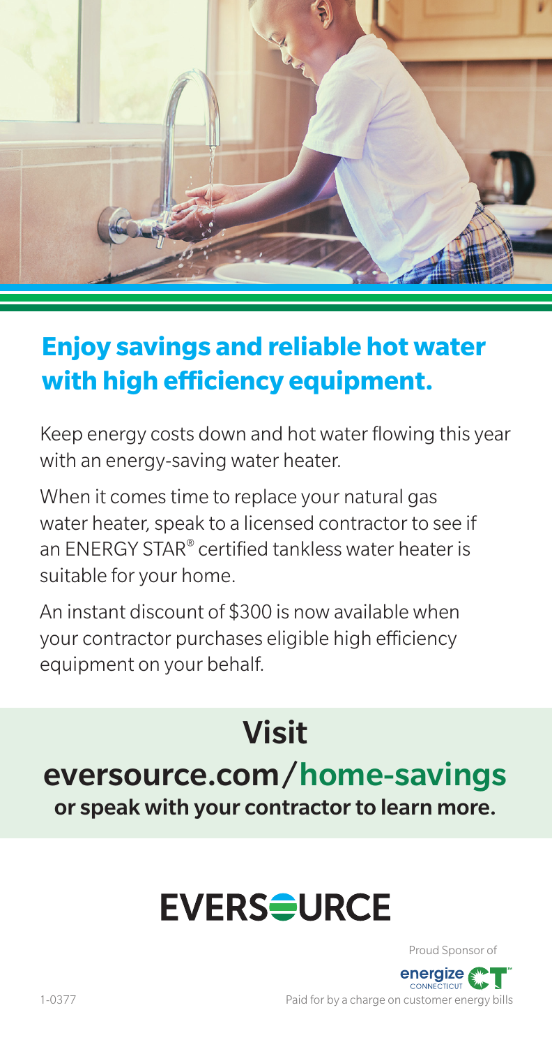## Enjoy savings and reliable hot water with high efficiency equipment.

Keep energy costs down and hot water flowing this year with an energy-saving water heater.

When it comes time to replace your natural gas water heater, speak to a licensed contractor to see if an ENERGY STAR® certified tankless water heater is suitable for your home.

An instant discount of $300 is now available when your contractor purchases eligible high efficiency equipment on your behalf.

# Visit

## eversource.com/home-savings

**or speak with your contractor to learn more.**

EVERSOURCE

Proud Sponsor of

energize CONNECTICUT

1-0377

Paid for by a charge on customer energy bills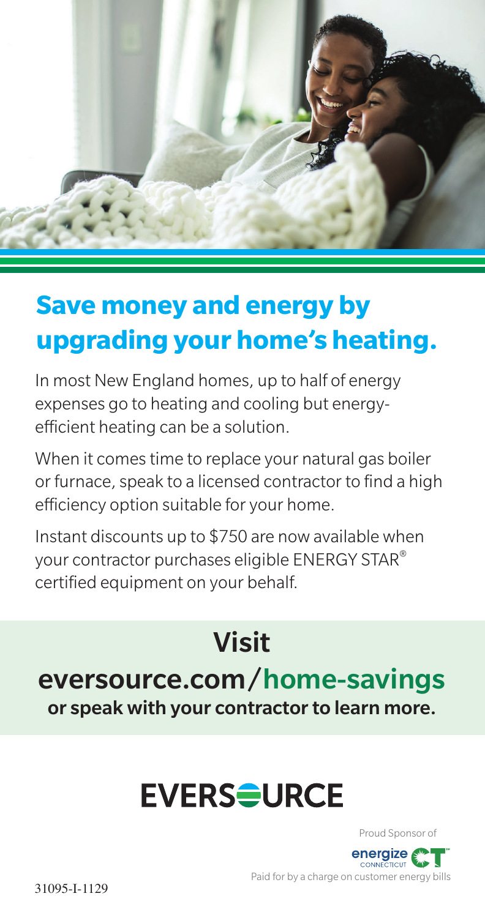## Save money and energy by upgrading your home's heating.

In most New England homes, up to half of energy expenses go to heating and cooling but energy-efficient heating can be a solution.

When it comes time to replace your natural gas boiler or furnace, speak to a licensed contractor to find a high efficiency option suitable for your home.

Instant discounts up to $750 are now available when your contractor purchases eligible ENERGY STAR® certified equipment on your behalf.

**Visit**

**eversource.com/home-savings**

**or speak with your contractor to learn more.**

EVERSOURCE

Proud Sponsor of

energize CONNECTICUT

Paid for by a charge on customer energy bills

31095-I-1129